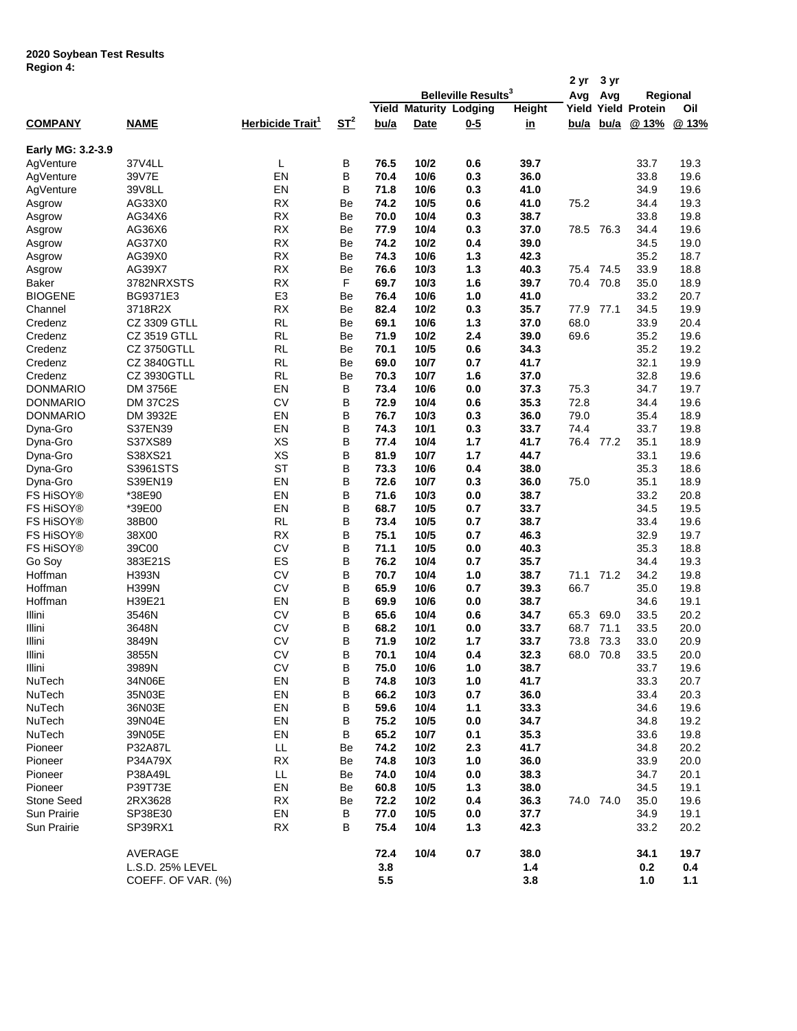**2020 Soybean Test Results**
**Region 4:**

| | | | | Belleville Results[3] | | | | 2 yr Avg | 3 yr Avg | Regional | |
|---|---|---|---|---|---|---|---|---|---|---|---|
| | | | | Yield | Maturity | Lodging | Height | Yield | Yield | Protein | Oil |
| **COMPANY** | **NAME** | **Herbicide Trait[1]** | **ST[2]** | **bu/a** | **Date** | **0-5** | **in** | **bu/a** | **bu/a** | **@ 13%** | **@ 13%** |
| **Early MG: 3.2-3.9** | | | | | | | | | | | |
| AgVenture | 37V4LL | L | B | 76.5 | 10/2 | 0.6 | 39.7 | | | 33.7 | 19.3 |
| AgVenture | 39V7E | EN | B | 70.4 | 10/6 | 0.3 | 36.0 | | | 33.8 | 19.6 |
| AgVenture | 39V8LL | EN | B | 71.8 | 10/6 | 0.3 | 41.0 | | | 34.9 | 19.6 |
| Asgrow | AG33X0 | RX | Be | 74.2 | 10/5 | 0.6 | 41.0 | 75.2 | | 34.4 | 19.3 |
| Asgrow | AG34X6 | RX | Be | 70.0 | 10/4 | 0.3 | 38.7 | | | 33.8 | 19.8 |
| Asgrow | AG36X6 | RX | Be | 77.9 | 10/4 | 0.3 | 37.0 | 78.5 | 76.3 | 34.4 | 19.6 |
| Asgrow | AG37X0 | RX | Be | 74.2 | 10/2 | 0.4 | 39.0 | | | 34.5 | 19.0 |
| Asgrow | AG39X0 | RX | Be | 74.3 | 10/6 | 1.3 | 42.3 | | | 35.2 | 18.7 |
| Asgrow | AG39X7 | RX | Be | 76.6 | 10/3 | 1.3 | 40.3 | 75.4 | 74.5 | 33.9 | 18.8 |
| Baker | 3782NRXSTS | RX | F | 69.7 | 10/3 | 1.6 | 39.7 | 70.4 | 70.8 | 35.0 | 18.9 |
| BIOGENE | BG9371E3 | E3 | Be | 76.4 | 10/6 | 1.0 | 41.0 | | | 33.2 | 20.7 |
| Channel | 3718R2X | RX | Be | 82.4 | 10/2 | 0.3 | 35.7 | 77.9 | 77.1 | 34.5 | 19.9 |
| Credenz | CZ 3309 GTLL | RL | Be | 69.1 | 10/6 | 1.3 | 37.0 | 68.0 | | 33.9 | 20.4 |
| Credenz | CZ 3519 GTLL | RL | Be | 71.9 | 10/2 | 2.4 | 39.0 | 69.6 | | 35.2 | 19.6 |
| Credenz | CZ 3750GTLL | RL | Be | 70.1 | 10/5 | 0.6 | 34.3 | | | 35.2 | 19.2 |
| Credenz | CZ 3840GTLL | RL | Be | 69.0 | 10/7 | 0.7 | 41.7 | | | 32.1 | 19.9 |
| Credenz | CZ 3930GTLL | RL | Be | 70.3 | 10/7 | 1.6 | 37.0 | | | 32.8 | 19.6 |
| DONMARIO | DM 3756E | EN | B | 73.4 | 10/6 | 0.0 | 37.3 | 75.3 | | 34.7 | 19.7 |
| DONMARIO | DM 37C2S | CV | B | 72.9 | 10/4 | 0.6 | 35.3 | 72.8 | | 34.4 | 19.6 |
| DONMARIO | DM 3932E | EN | B | 76.7 | 10/3 | 0.3 | 36.0 | 79.0 | | 35.4 | 18.9 |
| Dyna-Gro | S37EN39 | EN | B | 74.3 | 10/1 | 0.3 | 33.7 | 74.4 | | 33.7 | 19.8 |
| Dyna-Gro | S37XS89 | XS | B | 77.4 | 10/4 | 1.7 | 41.7 | 76.4 | 77.2 | 35.1 | 18.9 |
| Dyna-Gro | S38XS21 | XS | B | 81.9 | 10/7 | 1.7 | 44.7 | | | 33.1 | 19.6 |
| Dyna-Gro | S3961STS | ST | B | 73.3 | 10/6 | 0.4 | 38.0 | | | 35.3 | 18.6 |
| Dyna-Gro | S39EN19 | EN | B | 72.6 | 10/7 | 0.3 | 36.0 | 75.0 | | 35.1 | 18.9 |
| FS HiSOY® | *38E90 | EN | B | 71.6 | 10/3 | 0.0 | 38.7 | | | 33.2 | 20.8 |
| FS HiSOY® | *39E00 | EN | B | 68.7 | 10/5 | 0.7 | 33.7 | | | 34.5 | 19.5 |
| FS HiSOY® | 38B00 | RL | B | 73.4 | 10/5 | 0.7 | 38.7 | | | 33.4 | 19.6 |
| FS HiSOY® | 38X00 | RX | B | 75.1 | 10/5 | 0.7 | 46.3 | | | 32.9 | 19.7 |
| FS HiSOY® | 39C00 | CV | B | 71.1 | 10/5 | 0.0 | 40.3 | | | 35.3 | 18.8 |
| Go Soy | 383E21S | ES | B | 76.2 | 10/4 | 0.7 | 35.7 | | | 34.4 | 19.3 |
| Hoffman | H393N | CV | B | 70.7 | 10/4 | 1.0 | 38.7 | 71.1 | 71.2 | 34.2 | 19.8 |
| Hoffman | H399N | CV | B | 65.9 | 10/6 | 0.7 | 39.3 | 66.7 | | 35.0 | 19.8 |
| Hoffman | H39E21 | EN | B | 69.9 | 10/6 | 0.0 | 38.7 | | | 34.6 | 19.1 |
| Illini | 3546N | CV | B | 65.6 | 10/4 | 0.6 | 34.7 | 65.3 | 69.0 | 33.5 | 20.2 |
| Illini | 3648N | CV | B | 68.2 | 10/1 | 0.0 | 33.7 | 68.7 | 71.1 | 33.5 | 20.0 |
| Illini | 3849N | CV | B | 71.9 | 10/2 | 1.7 | 33.7 | 73.8 | 73.3 | 33.0 | 20.9 |
| Illini | 3855N | CV | B | 70.1 | 10/4 | 0.4 | 32.3 | 68.0 | 70.8 | 33.5 | 20.0 |
| Illini | 3989N | CV | B | 75.0 | 10/6 | 1.0 | 38.7 | | | 33.7 | 19.6 |
| NuTech | 34N06E | EN | B | 74.8 | 10/3 | 1.0 | 41.7 | | | 33.3 | 20.7 |
| NuTech | 35N03E | EN | B | 66.2 | 10/3 | 0.7 | 36.0 | | | 33.4 | 20.3 |
| NuTech | 36N03E | EN | B | 59.6 | 10/4 | 1.1 | 33.3 | | | 34.6 | 19.6 |
| NuTech | 39N04E | EN | B | 75.2 | 10/5 | 0.0 | 34.7 | | | 34.8 | 19.2 |
| NuTech | 39N05E | EN | B | 65.2 | 10/7 | 0.1 | 35.3 | | | 33.6 | 19.8 |
| Pioneer | P32A87L | LL | Be | 74.2 | 10/2 | 2.3 | 41.7 | | | 34.8 | 20.2 |
| Pioneer | P34A79X | RX | Be | 74.8 | 10/3 | 1.0 | 36.0 | | | 33.9 | 20.0 |
| Pioneer | P38A49L | LL | Be | 74.0 | 10/4 | 0.0 | 38.3 | | | 34.7 | 20.1 |
| Pioneer | P39T73E | EN | Be | 60.8 | 10/5 | 1.3 | 38.0 | | | 34.5 | 19.1 |
| Stone Seed | 2RX3628 | RX | Be | 72.2 | 10/2 | 0.4 | 36.3 | 74.0 | 74.0 | 35.0 | 19.6 |
| Sun Prairie | SP38E30 | EN | B | 77.0 | 10/5 | 0.0 | 37.7 | | | 34.9 | 19.1 |
| Sun Prairie | SP39RX1 | RX | B | 75.4 | 10/4 | 1.3 | 42.3 | | | 33.2 | 20.2 |
| | AVERAGE | | | 72.4 | 10/4 | 0.7 | 38.0 | | | 34.1 | 19.7 |
| | L.S.D. 25% LEVEL | | | 3.8 | | | 1.4 | | | 0.2 | 0.4 |
| | COEFF. OF VAR. (%) | | | 5.5 | | | 3.8 | | | 1.0 | 1.1 |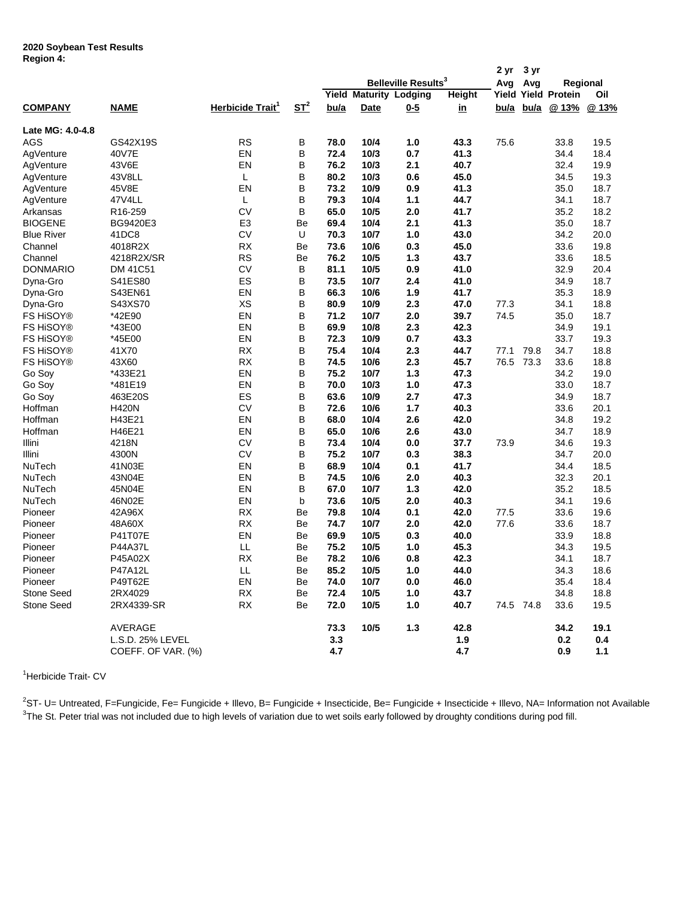**2020 Soybean Test Results**
**Region 4:**

| | | | | Belleville Results[3] | | | | 2 yr Avg | 3 yr Avg | Regional | |
|---|---|---|---|---|---|---|---|---|---|---|---|
| | | | | Yield | Maturity | Lodging | Height | Yield | Yield | Protein | Oil |
| **COMPANY** | **NAME** | **Herbicide Trait[1]** | **ST[2]** | bu/a | Date | 0-5 | in | bu/a | bu/a | @ 13% | @ 13% |
| **Late MG: 4.0-4.8** | | | | | | | | | | | |
| AGS | GS42X19S | RS | B | 78.0 | 10/4 | 1.0 | 43.3 | 75.6 | | 33.8 | 19.5 |
| AgVenture | 40V7E | EN | B | 72.4 | 10/3 | 0.7 | 41.3 | | | 34.4 | 18.4 |
| AgVenture | 43V6E | EN | B | 76.2 | 10/3 | 2.1 | 40.7 | | | 32.4 | 19.9 |
| AgVenture | 43V8LL | L | B | 80.2 | 10/3 | 0.6 | 45.0 | | | 34.5 | 19.3 |
| AgVenture | 45V8E | EN | B | 73.2 | 10/9 | 0.9 | 41.3 | | | 35.0 | 18.7 |
| AgVenture | 47V4LL | L | B | 79.3 | 10/4 | 1.1 | 44.7 | | | 34.1 | 18.7 |
| Arkansas | R16-259 | CV | B | 65.0 | 10/5 | 2.0 | 41.7 | | | 35.2 | 18.2 |
| BIOGENE | BG9420E3 | E3 | Be | 69.4 | 10/4 | 2.1 | 41.3 | | | 35.0 | 18.7 |
| Blue River | 41DC8 | CV | U | 70.3 | 10/7 | 1.0 | 43.0 | | | 34.2 | 20.0 |
| Channel | 4018R2X | RX | Be | 73.6 | 10/6 | 0.3 | 45.0 | | | 33.6 | 19.8 |
| Channel | 4218R2X/SR | RS | Be | 76.2 | 10/5 | 1.3 | 43.7 | | | 33.6 | 18.5 |
| DONMARIO | DM 41C51 | CV | B | 81.1 | 10/5 | 0.9 | 41.0 | | | 32.9 | 20.4 |
| Dyna-Gro | S41ES80 | ES | B | 73.5 | 10/7 | 2.4 | 41.0 | | | 34.9 | 18.7 |
| Dyna-Gro | S43EN61 | EN | B | 66.3 | 10/6 | 1.9 | 41.7 | | | 35.3 | 18.9 |
| Dyna-Gro | S43XS70 | XS | B | 80.9 | 10/9 | 2.3 | 47.0 | 77.3 | | 34.1 | 18.8 |
| FS HiSOY® | *42E90 | EN | B | 71.2 | 10/7 | 2.0 | 39.7 | 74.5 | | 35.0 | 18.7 |
| FS HiSOY® | *43E00 | EN | B | 69.9 | 10/8 | 2.3 | 42.3 | | | 34.9 | 19.1 |
| FS HiSOY® | *45E00 | EN | B | 72.3 | 10/9 | 0.7 | 43.3 | | | 33.7 | 19.3 |
| FS HiSOY® | 41X70 | RX | B | 75.4 | 10/4 | 2.3 | 44.7 | 77.1 | 79.8 | 34.7 | 18.8 |
| FS HiSOY® | 43X60 | RX | B | 74.5 | 10/6 | 2.3 | 45.7 | 76.5 | 73.3 | 33.6 | 18.8 |
| Go Soy | *433E21 | EN | B | 75.2 | 10/7 | 1.3 | 47.3 | | | 34.2 | 19.0 |
| Go Soy | *481E19 | EN | B | 70.0 | 10/3 | 1.0 | 47.3 | | | 33.0 | 18.7 |
| Go Soy | 463E20S | ES | B | 63.6 | 10/9 | 2.7 | 47.3 | | | 34.9 | 18.7 |
| Hoffman | H420N | CV | B | 72.6 | 10/6 | 1.7 | 40.3 | | | 33.6 | 20.1 |
| Hoffman | H43E21 | EN | B | 68.0 | 10/4 | 2.6 | 42.0 | | | 34.8 | 19.2 |
| Hoffman | H46E21 | EN | B | 65.0 | 10/6 | 2.6 | 43.0 | | | 34.7 | 18.9 |
| Illini | 4218N | CV | B | 73.4 | 10/4 | 0.0 | 37.7 | 73.9 | | 34.6 | 19.3 |
| Illini | 4300N | CV | B | 75.2 | 10/7 | 0.3 | 38.3 | | | 34.7 | 20.0 |
| NuTech | 41N03E | EN | B | 68.9 | 10/4 | 0.1 | 41.7 | | | 34.4 | 18.5 |
| NuTech | 43N04E | EN | B | 74.5 | 10/6 | 2.0 | 40.3 | | | 32.3 | 20.1 |
| NuTech | 45N04E | EN | B | 67.0 | 10/7 | 1.3 | 42.0 | | | 35.2 | 18.5 |
| NuTech | 46N02E | EN | b | 73.6 | 10/5 | 2.0 | 40.3 | | | 34.1 | 19.6 |
| Pioneer | 42A96X | RX | Be | 79.8 | 10/4 | 0.1 | 42.0 | 77.5 | | 33.6 | 19.6 |
| Pioneer | 48A60X | RX | Be | 74.7 | 10/7 | 2.0 | 42.0 | 77.6 | | 33.6 | 18.7 |
| Pioneer | P41T07E | EN | Be | 69.9 | 10/5 | 0.3 | 40.0 | | | 33.9 | 18.8 |
| Pioneer | P44A37L | LL | Be | 75.2 | 10/5 | 1.0 | 45.3 | | | 34.3 | 19.5 |
| Pioneer | P45A02X | RX | Be | 78.2 | 10/6 | 0.8 | 42.3 | | | 34.1 | 18.7 |
| Pioneer | P47A12L | LL | Be | 85.2 | 10/5 | 1.0 | 44.0 | | | 34.3 | 18.6 |
| Pioneer | P49T62E | EN | Be | 74.0 | 10/7 | 0.0 | 46.0 | | | 35.4 | 18.4 |
| Stone Seed | 2RX4029 | RX | Be | 72.4 | 10/5 | 1.0 | 43.7 | | | 34.8 | 18.8 |
| Stone Seed | 2RX4339-SR | RX | Be | 72.0 | 10/5 | 1.0 | 40.7 | 74.5 | 74.8 | 33.6 | 19.5 |
| | AVERAGE | | | 73.3 | 10/5 | 1.3 | 42.8 | | | 34.2 | 19.1 |
| | L.S.D. 25% LEVEL | | | 3.3 | | | 1.9 | | | 0.2 | 0.4 |
| | COEFF. OF VAR. (%) | | | 4.7 | | | 4.7 | | | 0.9 | 1.1 |

[1]Herbicide Trait- CV

[2]ST- U= Untreated, F=Fungicide, Fe= Fungicide + Illevo, B= Fungicide + Insecticide, Be= Fungicide + Insecticide + Illevo, NA= Information not Available
[3]The St. Peter trial was not included due to high levels of variation due to wet soils early followed by droughty conditions during pod fill.